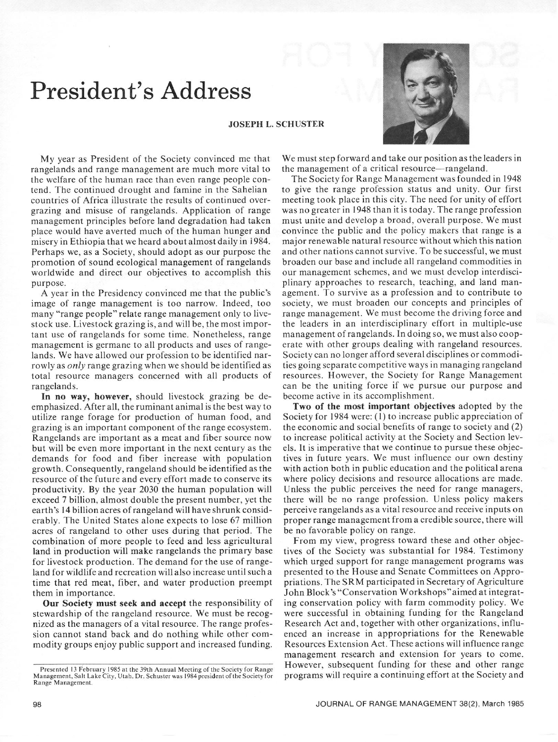# President's Address

**JOSEPH L. SCHUSTER**

My year as President of the Society convinced me that rangelands and range management are much more vital to the welfare of the human race than even range people contend. The continued drought and famine in the Sahelian countries of Africa illustrate the results of continued overgrazing and misuse of rangelands. Application of range management principles before land degradation had taken place would have averted much of the human hunger and misery in Ethiopia that we heard about almost daily in 1984. Perhaps we, as a Society, should adopt as our purpose the promotion of sound ecological management of rangelands worldwide and direct our objectives to accomplish this purpose.

A year in the Presidency convinced me that the public's image of range management is too narrow. Indeed, too many "range people" relate range management only to livestock use. Livestock grazing is, and will be, the most important use of rangelands for some time. Nonetheless, range management is germane to all products and uses of rangelands. We have allowed our profession to be identified narrowly as *only* range grazing when we should be identified as total resource managers concerned with all products of rangelands.

**In no way, however,** should livestock grazing be deemphasized. After all, the ruminant animal is the best way to utilize range forage for production of human food, and grazing is an important component of the range ecosystem. Rangelands are important as a meat and fiber source now but will be even more important in the next century as the demands for food and fiber increase with population growth. Consequently, rangeland should be identified as the resource of the future and every effort made to conserve its productivity. By the year 2030 the human population will exceed 7 billion, almost double the present number, yet the earth's 14 billion acres of rangeland will have shrunk considerably. The United States alone expects to lose 67 million acres of rangeland to other uses during that period. The combination of more people to feed and less agricultural land in production will make rangelands the primary base for livestock production. The demand for the use of rangeland for wildlife and recreation will also increase until such a time that red meat, fiber, and water production preempt them in importance.

**Our Society must seek and accept** the responsibility of stewardship of the rangeland resource. We must be recognized as the managers of a vital resource. The range profession cannot stand back and do nothing while other commodity groups enjoy public support and increased funding. We must step forward and take our position as the leaders in the management of a critical resource—rangeland.

The Society for Range Management was founded in 1948 to give the range profession status and unity. Our first meeting took place in this city. The need for unity of effort was no greater in 1948 than it is today. The range profession must unite and develop a broad, overall purpose. We must convince the public and the policy makers that range is a major renewable natural resource without which this nation and other nations cannot survive. To be successful, we must broaden our base and include all rangeland commodities in our management schemes, and we must develop interdisciplinary approaches to research, teaching, and land management. To survive as a profession and to contribute to society, we must broaden our concepts and principles of range management. We must become the driving force and the leaders in an interdisciplinary effort in multiple-use management of rangelands. In doing so, we must also cooperate with other groups dealing with rangeland resources. Society can no longer afford several disciplines or commodities going separate competitive ways in managing rangeland resources. However, the Society for Range Management can be the uniting force if we pursue our purpose and become active in its accomplishment.

**Two of the most important objectives** adopted by the Society for 1984 were: (1) to increase public appreciation of the economic and social benefits of range to society and (2) to increase political activity at the Society and Section levels. It is imperative that we continue to pursue these objectives in future years. We must influence our own destiny with action both in public education and the political arena where policy decisions and resource allocations are made. Unless the public perceives the need for range managers, there will be no range profession. Unless policy makers perceive rangelands as a vital resource and receive inputs on proper range management from a credible source, there will be no favorable policy on range.

From my view, progress toward these and other objectives of the Society was substantial for 1984. Testimony which urged support for range management programs was presented to the House and Senate Committees on Appropriations. The SRM participated in Secretary of Agriculture John Block's "Conservation Workshops" aimed at integrating conservation policy with farm commodity policy. We were successful in obtaining funding for the Rangeland Research Act and, together with other organizations, influenced an increase in appropriations for the Renewable Resources Extension Act. These actions will influence range management research and extension for years to come. However, subsequent funding for these and other range programs will require a continuing effort at the Society and

Presented 13 February 1985 at the 39th Annual Meeting of the Society for Range Management, Salt Lake City, Utah. Dr. Schuster was 1984 president of the Society for Range Management.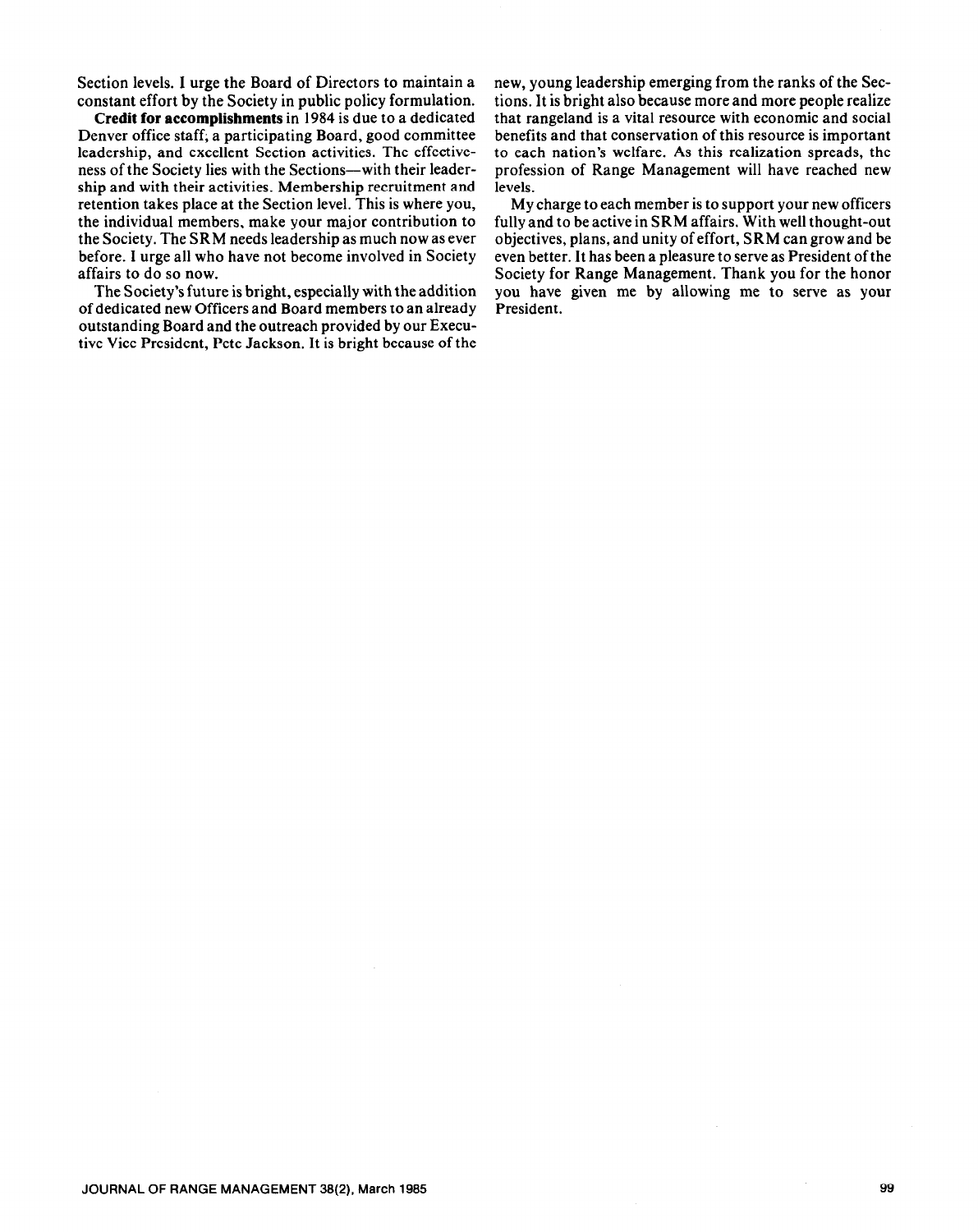Section levels. I urge the Board of Directors to maintain a constant effort by the Society in public policy formulation.

**Credit for accomplishments** in 1984 is due to a dedicated Denver office staff, a participating Board, good committee leadership, and excellent Section activities. The effectiveness of the Society lies with the Sections—with their leadership and with their activities. Membership recruitment and retention takes place at the Section level. This is where you, the individual members, make your major contribution to the Society. The SRM needs leadership as much now as ever before. I urge all who have not become involved in Society affairs to do so now.

The Society's future is bright, especially with the addition of dedicated new Officers and Board members to an already outstanding Board and the outreach provided by our Executive Vice President, Pete Jackson. It is bright because of the new, young leadership emerging from the ranks of the Sections. It is bright also because more and more people realize that rangeland is a vital resource with economic and social benefits and that conservation of this resource is important to each nation's welfare. As this realization spreads, the profession of Range Management will have reached new levels.

My charge to each member is to support your new officers fully and to be active in SRM affairs. With well thought-out objectives, plans, and unity of effort, SRM can grow and be even better. It has been a pleasure to serve as President of the Society for Range Management. Thank you for the honor you have given me by allowing me to serve as your President.